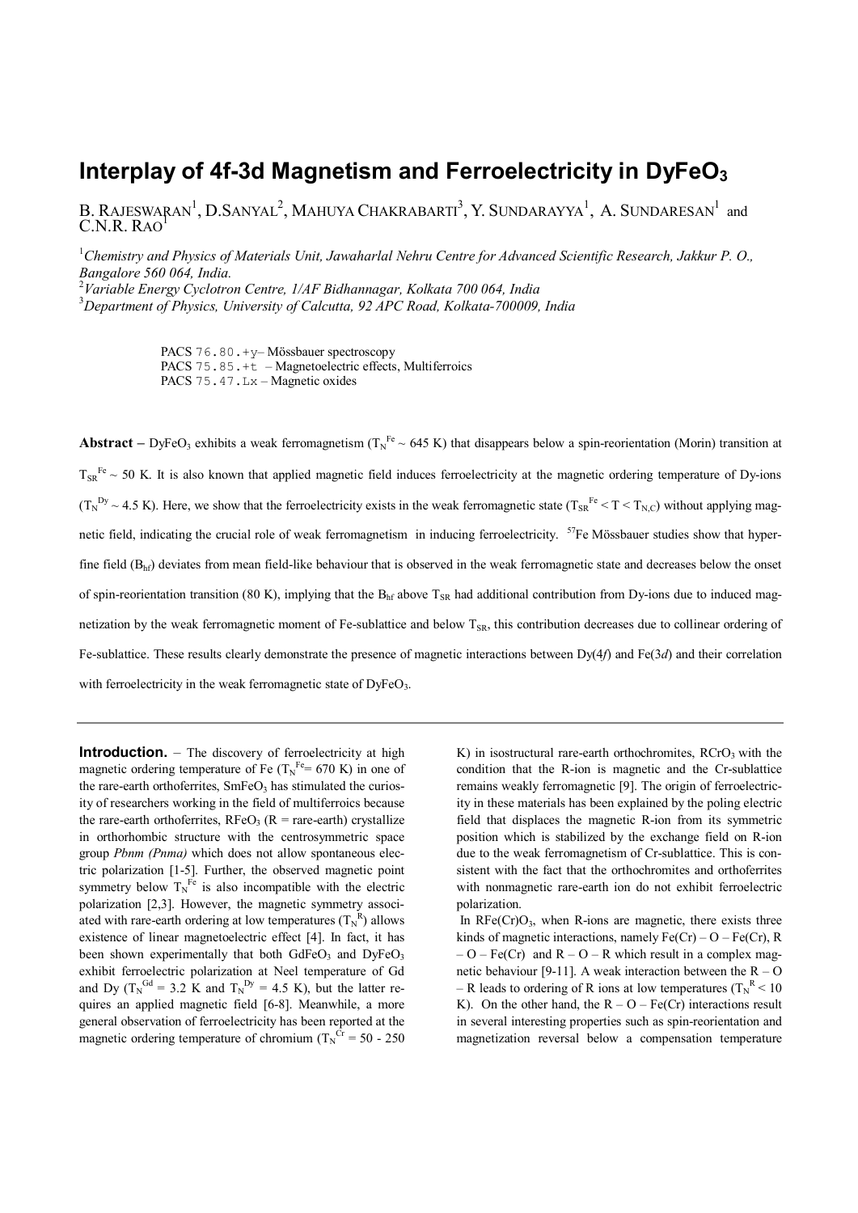# Interplay of 4f-3d Magnetism and Ferroelectricity in $DyFeO_3$

B. RAJESWARAN[1], D.SANYAL[2], MAHUYA CHAKRABARTI[3], Y. SUNDARAYYA[1], A. SUNDARESAN[1] and C.N.R. RAO[1]

[1] *Chemistry and Physics of Materials Unit, Jawaharlal Nehru Centre for Advanced Scientific Research, Jakkur P. O., Bangalore 560 064, India.*
[2] *Variable Energy Cyclotron Centre, 1/AF Bidhannagar, Kolkata 700 064, India*
[3] *Department of Physics, University of Calcutta, 92 APC Road, Kolkata-700009, India*

PACS 76.80.+y– Mössbauer spectroscopy
PACS 75.85.+t – Magnetoelectric effects, Multiferroics
PACS 75.47.Lx – Magnetic oxides

**Abstract –** $DyFeO_3$ exhibits a weak ferromagnetism ($T_N^{Fe} \sim 645$ K) that disappears below a spin-reorientation (Morin) transition at $T_{SR}^{Fe} \sim 50$ K. It is also known that applied magnetic field induces ferroelectricity at the magnetic ordering temperature of Dy-ions ($T_N^{Dy} \sim 4.5$ K). Here, we show that the ferroelectricity exists in the weak ferromagnetic state ($T_{SR}^{Fe} < T < T_{N,C}$) without applying magnetic field, indicating the crucial role of weak ferromagnetism in inducing ferroelectricity. $^{57}$Fe Mössbauer studies show that hyperfine field ($B_{hf}$) deviates from mean field-like behaviour that is observed in the weak ferromagnetic state and decreases below the onset of spin-reorientation transition (80 K), implying that the $B_{hf}$ above $T_{SR}$ had additional contribution from Dy-ions due to induced magnetization by the weak ferromagnetic moment of Fe-sublattice and below $T_{SR}$, this contribution decreases due to collinear ordering of Fe-sublattice. These results clearly demonstrate the presence of magnetic interactions between Dy(4*f*) and Fe(3*d*) and their correlation with ferroelectricity in the weak ferromagnetic state of $DyFeO_3$.

**Introduction.** – The discovery of ferroelectricity at high magnetic ordering temperature of Fe ($T_N^{Fe}$= 670 K) in one of the rare-earth orthoferrites, $SmFeO_3$ has stimulated the curiosity of researchers working in the field of multiferroics because the rare-earth orthoferrites, $RFeO_3$ (R = rare-earth) crystallize in orthorhombic structure with the centrosymmetric space group *Pbnm (Pnma)* which does not allow spontaneous electric polarization [1-5]. Further, the observed magnetic point symmetry below $T_N^{Fe}$ is also incompatible with the electric polarization [2,3]. However, the magnetic symmetry associated with rare-earth ordering at low temperatures ($T_N^{R}$) allows existence of linear magnetoelectric effect [4]. In fact, it has been shown experimentally that both $GdFeO_3$ and $DyFeO_3$ exhibit ferroelectric polarization at Neel temperature of Gd and Dy ($T_N^{Gd}$ = 3.2 K and $T_N^{Dy}$ = 4.5 K), but the latter requires an applied magnetic field [6-8]. Meanwhile, a more general observation of ferroelectricity has been reported at the magnetic ordering temperature of chromium ($T_N^{Cr}$ = 50 - 250 K) in isostructural rare-earth orthochromites, $RCrO_3$ with the condition that the R-ion is magnetic and the Cr-sublattice remains weakly ferromagnetic [9]. The origin of ferroelectricity in these materials has been explained by the poling electric field that displaces the magnetic R-ion from its symmetric position which is stabilized by the exchange field on R-ion due to the weak ferromagnetism of Cr-sublattice. This is consistent with the fact that the orthochromites and orthoferrites with nonmagnetic rare-earth ion do not exhibit ferroelectric polarization.

In RFe(Cr)$O_3$, when R-ions are magnetic, there exists three kinds of magnetic interactions, namely Fe(Cr) – O – Fe(Cr), R – O – Fe(Cr) and R – O – R which result in a complex magnetic behaviour [9-11]. A weak interaction between the R – O – R leads to ordering of R ions at low temperatures ($T_N^{R} < 10$ K). On the other hand, the R – O – Fe(Cr) interactions result in several interesting properties such as spin-reorientation and magnetization reversal below a compensation temperature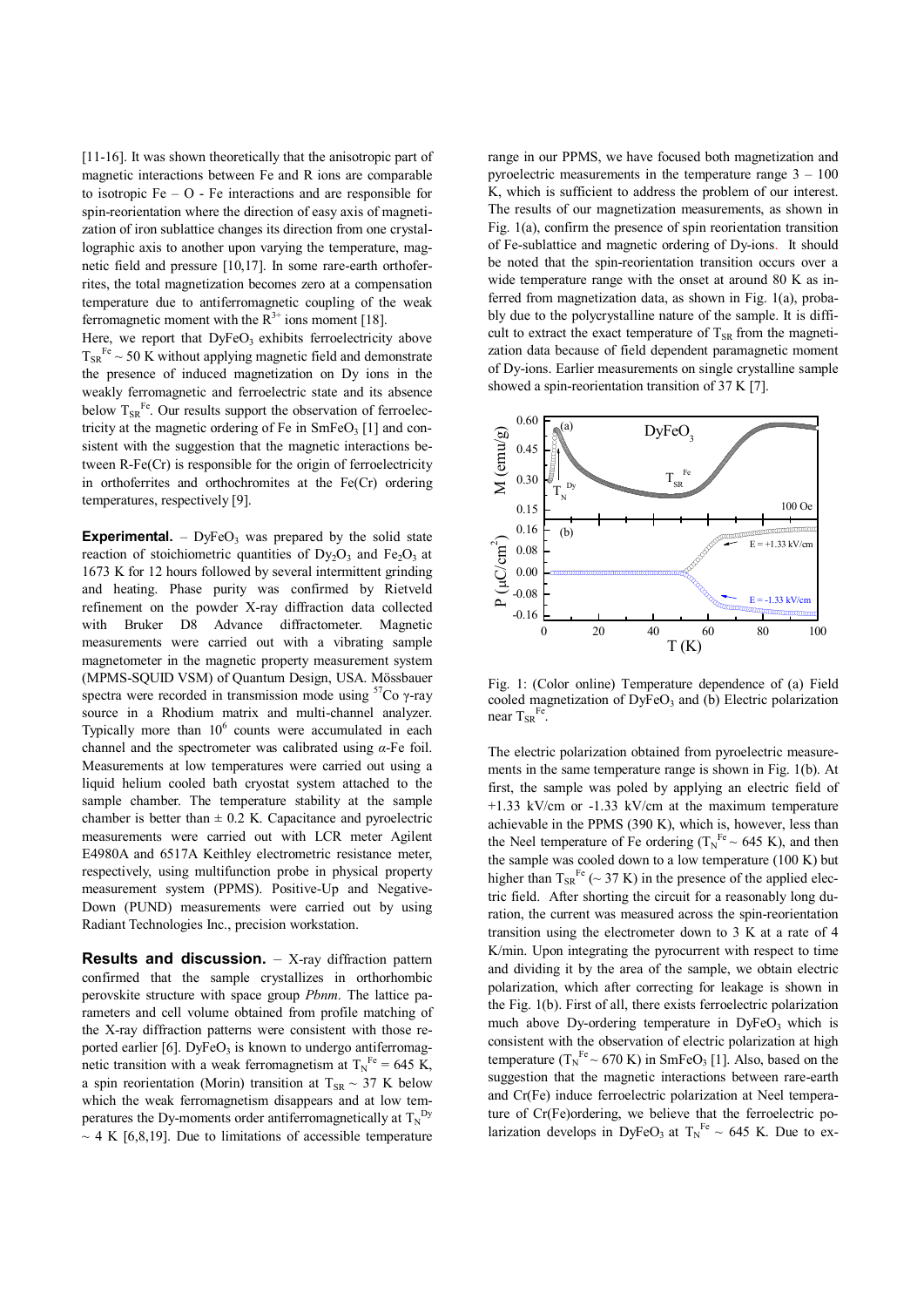[11-16]. It was shown theoretically that the anisotropic part of magnetic interactions between Fe and R ions are comparable to isotropic Fe – O - Fe interactions and are responsible for spin-reorientation where the direction of easy axis of magnetization of iron sublattice changes its direction from one crystallographic axis to another upon varying the temperature, magnetic field and pressure [10,17]. In some rare-earth orthoferrites, the total magnetization becomes zero at a compensation temperature due to antiferromagnetic coupling of the weak ferromagnetic moment with the $R^{3+}$ ions moment [18].

Here, we report that $DyFeO_3$ exhibits ferroelectricity above $T_{SR}^{Fe} \sim 50$ K without applying magnetic field and demonstrate the presence of induced magnetization on Dy ions in the weakly ferromagnetic and ferroelectric state and its absence below $T_{SR}^{Fe}$. Our results support the observation of ferroelectricity at the magnetic ordering of Fe in $SmFeO_3$ [1] and consistent with the suggestion that the magnetic interactions between R-Fe(Cr) is responsible for the origin of ferroelectricity in orthoferrites and orthochromites at the Fe(Cr) ordering temperatures, respectively [9].

**Experimental.** – $DyFeO_3$ was prepared by the solid state reaction of stoichiometric quantities of $Dy_2O_3$ and $Fe_2O_3$ at 1673 K for 12 hours followed by several intermittent grinding and heating. Phase purity was confirmed by Rietveld refinement on the powder X-ray diffraction data collected with Bruker D8 Advance diffractometer. Magnetic measurements were carried out with a vibrating sample magnetometer in the magnetic property measurement system (MPMS-SQUID VSM) of Quantum Design, USA. Mössbauer spectra were recorded in transmission mode using $^{57}Co$ γ-ray source in a Rhodium matrix and multi-channel analyzer. Typically more than $10^6$ counts were accumulated in each channel and the spectrometer was calibrated using *α*-Fe foil. Measurements at low temperatures were carried out using a liquid helium cooled bath cryostat system attached to the sample chamber. The temperature stability at the sample chamber is better than ± 0.2 K. Capacitance and pyroelectric measurements were carried out with LCR meter Agilent E4980A and 6517A Keithley electrometric resistance meter, respectively, using multifunction probe in physical property measurement system (PPMS). Positive-Up and Negative-Down (PUND) measurements were carried out by using Radiant Technologies Inc., precision workstation.

**Results and discussion.** – X-ray diffraction pattern confirmed that the sample crystallizes in orthorhombic perovskite structure with space group *Pbnm*. The lattice parameters and cell volume obtained from profile matching of the X-ray diffraction patterns were consistent with those reported earlier [6]. $DyFeO_3$ is known to undergo antiferromagnetic transition with a weak ferromagnetism at $T_N^{Fe} = 645$ K, a spin reorientation (Morin) transition at $T_{SR} \sim 37$ K below which the weak ferromagnetism disappears and at low temperatures the Dy-moments order antiferromagnetically at $T_N^{Dy} \sim 4$ K [6,8,19]. Due to limitations of accessible temperature range in our PPMS, we have focused both magnetization and pyroelectric measurements in the temperature range 3 – 100 K, which is sufficient to address the problem of our interest. The results of our magnetization measurements, as shown in Fig. 1(a), confirm the presence of spin reorientation transition of Fe-sublattice and magnetic ordering of Dy-ions. It should be noted that the spin-reorientation transition occurs over a wide temperature range with the onset at around 80 K as inferred from magnetization data, as shown in Fig. 1(a), probably due to the polycrystalline nature of the sample. It is difficult to extract the exact temperature of $T_{SR}$ from the magnetization data because of field dependent paramagnetic moment of Dy-ions. Earlier measurements on single crystalline sample showed a spin-reorientation transition of 37 K [7].

Fig. 1: (Color online) Temperature dependence of (a) Field cooled magnetization of $DyFeO_3$ and (b) Electric polarization near $T_{SR}^{Fe}$.

The electric polarization obtained from pyroelectric measurements in the same temperature range is shown in Fig. 1(b). At first, the sample was poled by applying an electric field of +1.33 kV/cm or -1.33 kV/cm at the maximum temperature achievable in the PPMS (390 K), which is, however, less than the Neel temperature of Fe ordering ($T_N^{Fe} \sim 645$ K), and then the sample was cooled down to a low temperature (100 K) but higher than $T_{SR}^{Fe}$ ($\sim 37$ K) in the presence of the applied electric field. After shorting the circuit for a reasonably long duration, the current was measured across the spin-reorientation transition using the electrometer down to 3 K at a rate of 4 K/min. Upon integrating the pyrocurrent with respect to time and dividing it by the area of the sample, we obtain electric polarization, which after correcting for leakage is shown in the Fig. 1(b). First of all, there exists ferroelectric polarization much above Dy-ordering temperature in $DyFeO_3$ which is consistent with the observation of electric polarization at high temperature ($T_N^{Fe} \sim 670$ K) in $SmFeO_3$ [1]. Also, based on the suggestion that the magnetic interactions between rare-earth and Cr(Fe) induce ferroelectric polarization at Neel temperature of Cr(Fe)ordering, we believe that the ferroelectric polarization develops in $DyFeO_3$ at $T_N^{Fe} \sim 645$ K. Due to ex-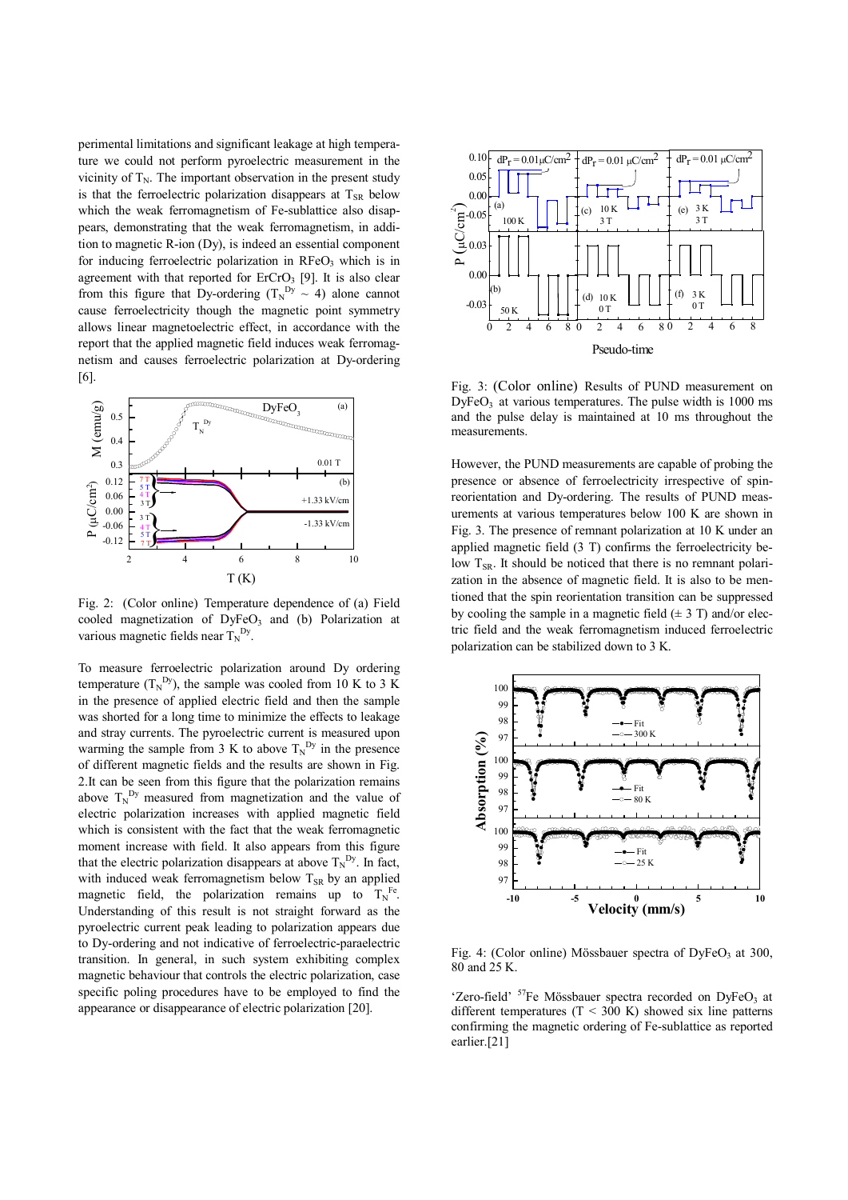perimental limitations and significant leakage at high temperature we could not perform pyroelectric measurement in the vicinity of $T_N$. The important observation in the present study is that the ferroelectric polarization disappears at $T_{SR}$ below which the weak ferromagnetism of Fe-sublattice also disappears, demonstrating that the weak ferromagnetism, in addition to magnetic R-ion (Dy), is indeed an essential component for inducing ferroelectric polarization in $RFeO_3$ which is in agreement with that reported for $ErCrO_3$ [9]. It is also clear from this figure that Dy-ordering ($T_N^{Dy} \sim 4$) alone cannot cause ferroelectricity though the magnetic point symmetry allows linear magnetoelectric effect, in accordance with the report that the applied magnetic field induces weak ferromagnetism and causes ferroelectric polarization at Dy-ordering [6].

Fig. 2: (Color online) Temperature dependence of (a) Field cooled magnetization of $DyFeO_3$ and (b) Polarization at various magnetic fields near $T_N^{Dy}$.

To measure ferroelectric polarization around Dy ordering temperature ($T_N^{Dy}$), the sample was cooled from 10 K to 3 K in the presence of applied electric field and then the sample was shorted for a long time to minimize the effects to leakage and stray currents. The pyroelectric current is measured upon warming the sample from 3 K to above $T_N^{Dy}$ in the presence of different magnetic fields and the results are shown in Fig. 2.It can be seen from this figure that the polarization remains above $T_N^{Dy}$ measured from magnetization and the value of electric polarization increases with applied magnetic field which is consistent with the fact that the weak ferromagnetic moment increase with field. It also appears from this figure that the electric polarization disappears at above $T_N^{Dy}$. In fact, with induced weak ferromagnetism below $T_{SR}$ by an applied magnetic field, the polarization remains up to $T_N^{Fe}$. Understanding of this result is not straight forward as the pyroelectric current peak leading to polarization appears due to Dy-ordering and not indicative of ferroelectric-paraelectric transition. In general, in such system exhibiting complex magnetic behaviour that controls the electric polarization, case specific poling procedures have to be employed to find the appearance or disappearance of electric polarization [20].

Fig. 3: (Color online) Results of PUND measurement on $DyFeO_3$ at various temperatures. The pulse width is 1000 ms and the pulse delay is maintained at 10 ms throughout the measurements.

However, the PUND measurements are capable of probing the presence or absence of ferroelectricity irrespective of spin-reorientation and Dy-ordering. The results of PUND measurements at various temperatures below 100 K are shown in Fig. 3. The presence of remnant polarization at 10 K under an applied magnetic field (3 T) confirms the ferroelectricity below $T_{SR}$. It should be noticed that there is no remnant polarization in the absence of magnetic field. It is also to be mentioned that the spin reorientation transition can be suppressed by cooling the sample in a magnetic field (± 3 T) and/or electric field and the weak ferromagnetism induced ferroelectric polarization can be stabilized down to 3 K.

Fig. 4: (Color online) Mössbauer spectra of $DyFeO_3$ at 300, 80 and 25 K.

'Zero-field' $^{57}Fe$ Mössbauer spectra recorded on $DyFeO_3$ at different temperatures (T < 300 K) showed six line patterns confirming the magnetic ordering of Fe-sublattice as reported earlier.[21]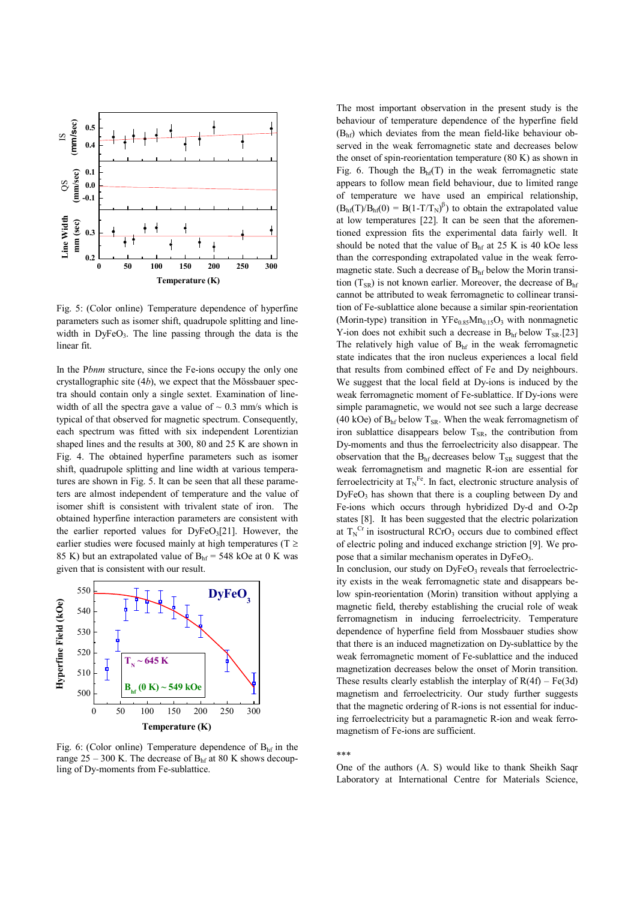Fig. 5: (Color online) Temperature dependence of hyperfine parameters such as isomer shift, quadrupole splitting and linewidth in $DyFeO_3$. The line passing through the data is the linear fit.

In the P*bnm* structure, since the Fe-ions occupy the only one crystallographic site (4*b*), we expect that the Mössbauer spectra should contain only a single sextet. Examination of linewidth of all the spectra gave a value of ~ 0.3 mm/s which is typical of that observed for magnetic spectrum. Consequently, each spectrum was fitted with six independent Lorentizian shaped lines and the results at 300, 80 and 25 K are shown in Fig. 4. The obtained hyperfine parameters such as isomer shift, quadrupole splitting and line width at various temperatures are shown in Fig. 5. It can be seen that all these parameters are almost independent of temperature and the value of isomer shift is consistent with trivalent state of iron. The obtained hyperfine interaction parameters are consistent with the earlier reported values for $DyFeO_3$[21]. However, the earlier studies were focused mainly at high temperatures (T ≥ 85 K) but an extrapolated value of $B_{hf}$ = 548 kOe at 0 K was given that is consistent with our result.

Fig. 6: (Color online) Temperature dependence of $B_{hf}$ in the range 25 – 300 K. The decrease of $B_{hf}$ at 80 K shows decoupling of Dy-moments from Fe-sublattice.

The most important observation in the present study is the behaviour of temperature dependence of the hyperfine field ($B_{hf}$) which deviates from the mean field-like behaviour observed in the weak ferromagnetic state and decreases below the onset of spin-reorientation temperature (80 K) as shown in Fig. 6. Though the $B_{hf}(T)$ in the weak ferromagnetic state appears to follow mean field behaviour, due to limited range of temperature we have used an empirical relationship, $(B_{hf}(T)/B_{hf}(0) = B(1-T/T_N)^{\beta})$ to obtain the extrapolated value at low temperatures [22]. It can be seen that the aforementioned expression fits the experimental data fairly well. It should be noted that the value of $B_{hf}$ at 25 K is 40 kOe less than the corresponding extrapolated value in the weak ferromagnetic state. Such a decrease of $B_{hf}$ below the Morin transition ($T_{SR}$) is not known earlier. Moreover, the decrease of $B_{hf}$ cannot be attributed to weak ferromagnetic to collinear transition of Fe-sublattice alone because a similar spin-reorientation (Morin-type) transition in $YFe_{0.85}Mn_{0.15}O_3$ with nonmagnetic Y-ion does not exhibit such a decrease in $B_{hf}$ below $T_{SR}$.[23] The relatively high value of $B_{hf}$ in the weak ferromagnetic state indicates that the iron nucleus experiences a local field that results from combined effect of Fe and Dy neighbours. We suggest that the local field at Dy-ions is induced by the weak ferromagnetic moment of Fe-sublattice. If Dy-ions were simple paramagnetic, we would not see such a large decrease (40 kOe) of $B_{hf}$ below $T_{SR}$. When the weak ferromagnetism of iron sublattice disappears below $T_{SR}$, the contribution from Dy-moments and thus the ferroelectricity also disappear. The observation that the $B_{hf}$ decreases below $T_{SR}$ suggest that the weak ferromagnetism and magnetic R-ion are essential for ferroelectricity at $T_N^{Fe}$. In fact, electronic structure analysis of $DyFeO_3$ has shown that there is a coupling between Dy and Fe-ions which occurs through hybridized Dy-d and O-2p states [8]. It has been suggested that the electric polarization at $T_N^{Cr}$ in isostructural $RCrO_3$ occurs due to combined effect of electric poling and induced exchange striction [9]. We propose that a similar mechanism operates in $DyFeO_3$.

In conclusion, our study on $DyFeO_3$ reveals that ferroelectricity exists in the weak ferromagnetic state and disappears below spin-reorientation (Morin) transition without applying a magnetic field, thereby establishing the crucial role of weak ferromagnetism in inducing ferroelectricity. Temperature dependence of hyperfine field from Mossbauer studies show that there is an induced magnetization on Dy-sublattice by the weak ferromagnetic moment of Fe-sublattice and the induced magnetization decreases below the onset of Morin transition. These results clearly establish the interplay of R(4f) – Fe(3d) magnetism and ferroelectricity. Our study further suggests that the magnetic ordering of R-ions is not essential for inducing ferroelectricity but a paramagnetic R-ion and weak ferromagnetism of Fe-ions are sufficient.

\*\*\*

One of the authors (A. S) would like to thank Sheikh Saqr Laboratory at International Centre for Materials Science,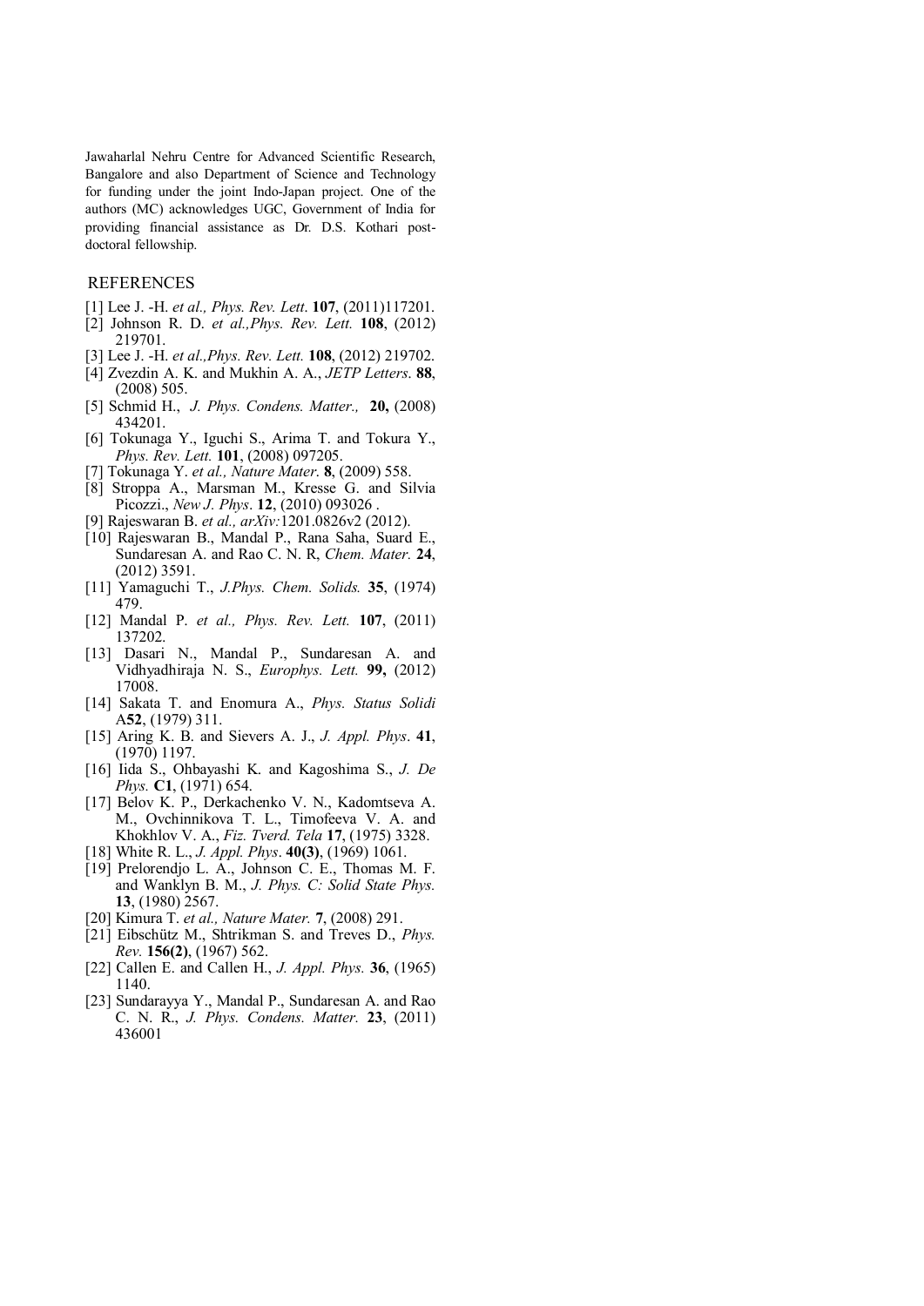Jawaharlal Nehru Centre for Advanced Scientific Research, Bangalore and also Department of Science and Technology for funding under the joint Indo-Japan project. One of the authors (MC) acknowledges UGC, Government of India for providing financial assistance as Dr. D.S. Kothari post-doctoral fellowship.

## REFERENCES

[1] Lee J. -H. *et al., Phys. Rev. Lett*. **107**, (2011)117201.

[2] Johnson R. D. *et al.,Phys. Rev. Lett.* **108**, (2012) 219701.

[3] Lee J. -H. *et al.,Phys. Rev. Lett.* **108**, (2012) 219702.

[4] Zvezdin A. K. and Mukhin A. A., *JETP Letters*. **88**, (2008) 505.

[5] Schmid H., *J. Phys. Condens. Matter.,* **20,** (2008) 434201.

[6] Tokunaga Y., Iguchi S., Arima T. and Tokura Y., *Phys. Rev. Lett.* **101**, (2008) 097205.

[7] Tokunaga Y. *et al., Nature Mater*. **8**, (2009) 558.

[8] Stroppa A., Marsman M., Kresse G. and Silvia Picozzi., *New J. Phys*. **12**, (2010) 093026 .

[9] Rajeswaran B. *et al., arXiv:*1201.0826v2 (2012).

[10] Rajeswaran B., Mandal P., Rana Saha, Suard E., Sundaresan A. and Rao C. N. R, *Chem. Mater.* **24**, (2012) 3591.

[11] Yamaguchi T., *J.Phys. Chem. Solids.* **35**, (1974) 479.

[12] Mandal P. *et al., Phys. Rev. Lett.* **107**, (2011) 137202.

[13] Dasari N., Mandal P., Sundaresan A. and Vidhyadhiraja N. S., *Europhys. Lett.* **99,** (2012) 17008.

[14] Sakata T. and Enomura A., *Phys. Status Solidi* A**52**, (1979) 311.

[15] Aring K. B. and Sievers A. J., *J. Appl. Phys*. **41**, (1970) 1197.

[16] Iida S., Ohbayashi K. and Kagoshima S., *J. De Phys.* **C1**, (1971) 654.

[17] Belov K. P., Derkachenko V. N., Kadomtseva A. M., Ovchinnikova T. L., Timofeeva V. A. and Khokhlov V. A., *Fiz. Tverd. Tela* **17**, (1975) 3328.

[18] White R. L., *J. Appl. Phys*. **40(3)**, (1969) 1061.

[19] Prelorendjo L. A., Johnson C. E., Thomas M. F. and Wanklyn B. M., *J. Phys. C: Solid State Phys.* **13**, (1980) 2567.

[20] Kimura T. *et al., Nature Mater.* **7**, (2008) 291.

[21] Eibschütz M., Shtrikman S. and Treves D., *Phys. Rev.* **156(2)**, (1967) 562.

[22] Callen E. and Callen H., *J. Appl. Phys.* **36**, (1965) 1140.

[23] Sundarayya Y., Mandal P., Sundaresan A. and Rao C. N. R., *J. Phys. Condens. Matter.* **23**, (2011) 436001